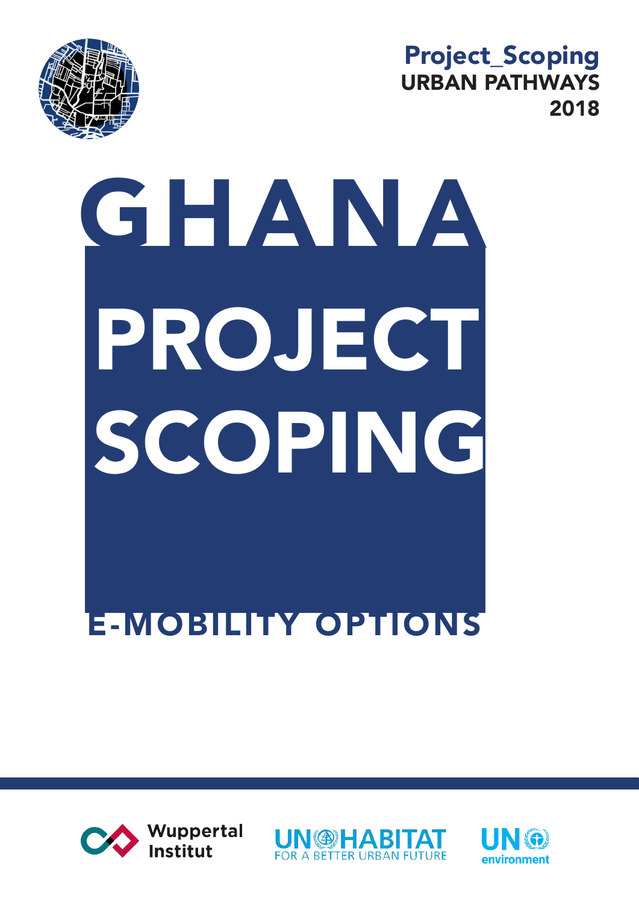Project_Scoping
URBAN PATHWAYS
2018

# GHANA

# PROJECT SCOPING

## E-MOBILITY OPTIONS

Wuppertal Institut

UN HABITAT FOR A BETTER URBAN FUTURE

UN environment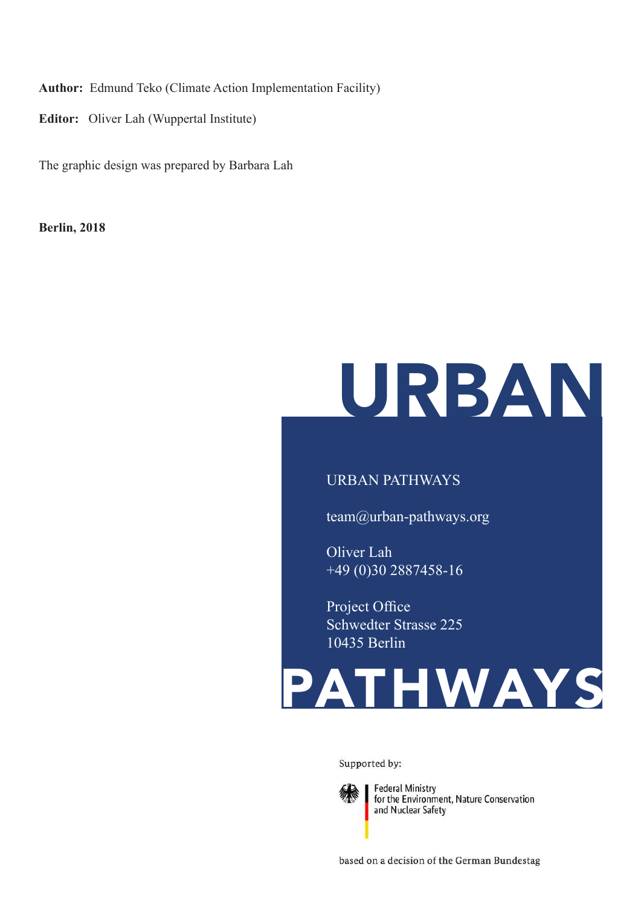**Author:** Edmund Teko (Climate Action Implementation Facility)

**Editor:** Oliver Lah (Wuppertal Institute)

The graphic design was prepared by Barbara Lah

**Berlin, 2018**

URBAN

URBAN PATHWAYS

team@urban-pathways.org

Oliver Lah
+49 (0)30 2887458-16

Project Office
Schwedter Strasse 225
10435 Berlin

PATHWAYS

Supported by:

Federal Ministry
for the Environment, Nature Conservation
and Nuclear Safety

based on a decision of the German Bundestag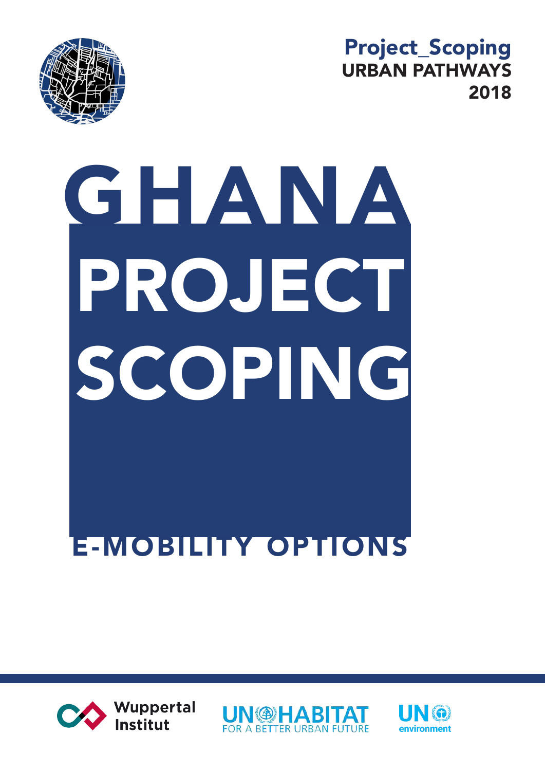Project_Scoping
URBAN PATHWAYS
2018

# GHANA PROJECT SCOPING

## E-MOBILITY OPTIONS

Wuppertal Institut

UN HABITAT FOR A BETTER URBAN FUTURE

UN environment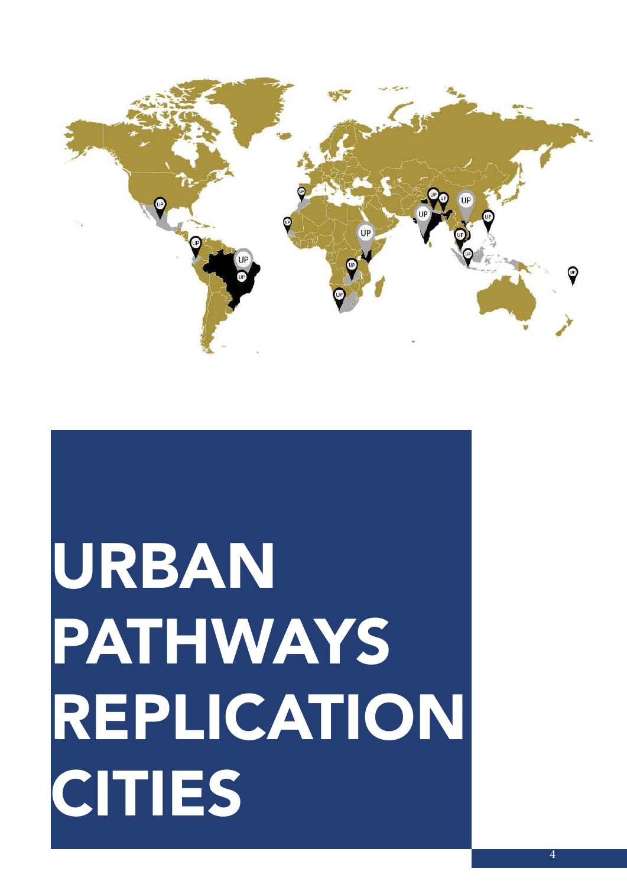# URBAN PATHWAYS REPLICATION CITIES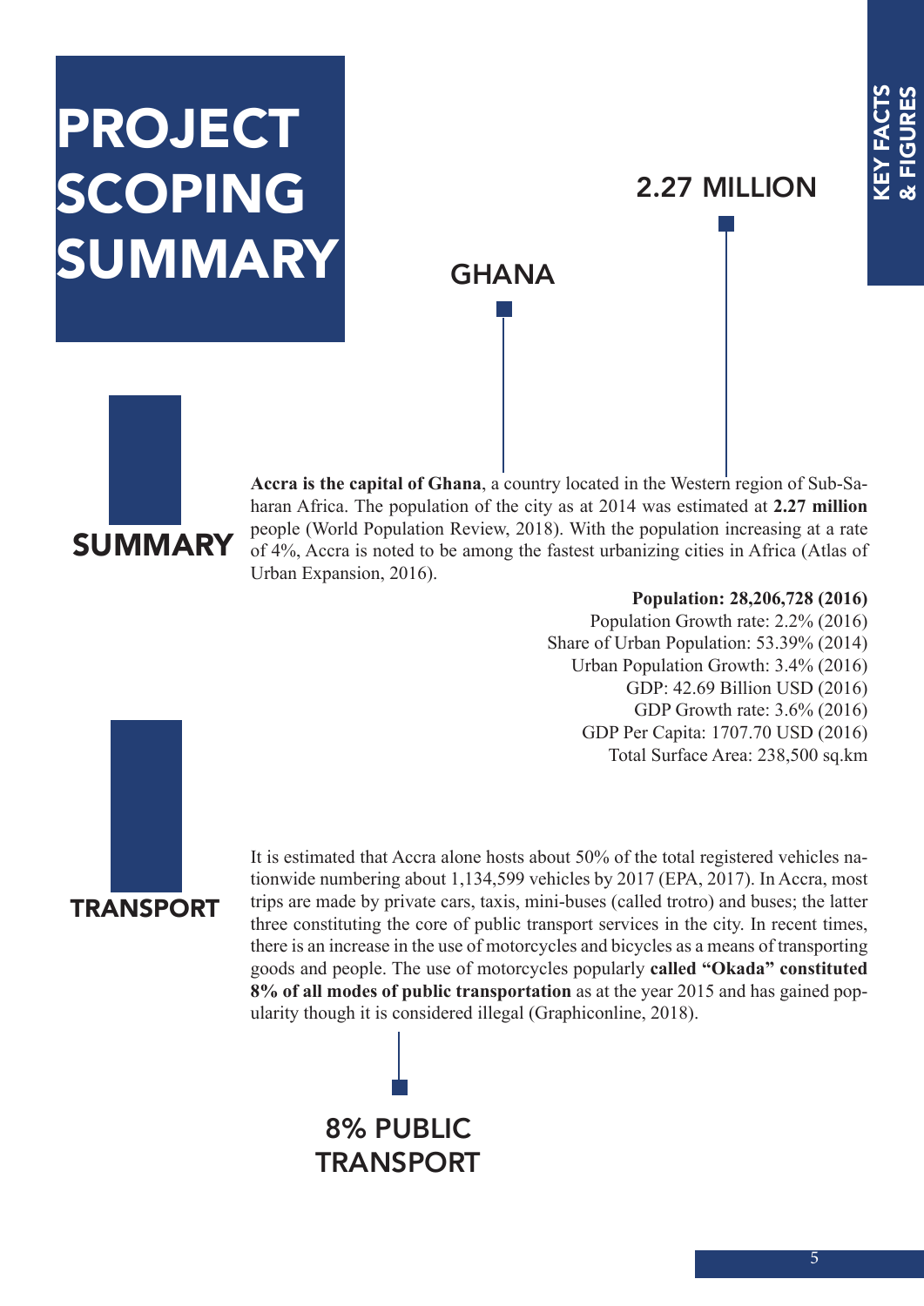# PROJECT SCOPING SUMMARY

KEY FACTS & FIGURES

GHANA

2.27 MILLION

## SUMMARY

**Accra is the capital of Ghana**, a country located in the Western region of Sub-Saharan Africa. The population of the city as at 2014 was estimated at **2.27 million** people (World Population Review, 2018). With the population increasing at a rate of 4%, Accra is noted to be among the fastest urbanizing cities in Africa (Atlas of Urban Expansion, 2016).

**Population: 28,206,728 (2016)**
Population Growth rate: 2.2% (2016)
Share of Urban Population: 53.39% (2014)
Urban Population Growth: 3.4% (2016)
GDP: 42.69 Billion USD (2016)
GDP Growth rate: 3.6% (2016)
GDP Per Capita: 1707.70 USD (2016)
Total Surface Area: 238,500 sq.km

## TRANSPORT

It is estimated that Accra alone hosts about 50% of the total registered vehicles nationwide numbering about 1,134,599 vehicles by 2017 (EPA, 2017). In Accra, most trips are made by private cars, taxis, mini-buses (called trotro) and buses; the latter three constituting the core of public transport services in the city. In recent times, there is an increase in the use of motorcycles and bicycles as a means of transporting goods and people. The use of motorcycles popularly **called "Okada" constituted 8% of all modes of public transportation** as at the year 2015 and has gained popularity though it is considered illegal (Graphiconline, 2018).

8% PUBLIC TRANSPORT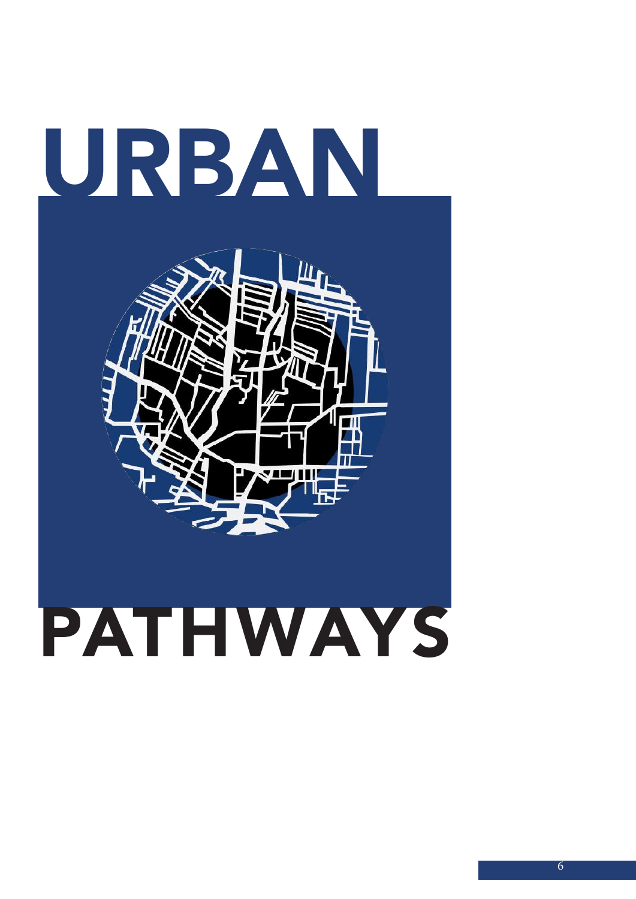# URBAN PATHWAYS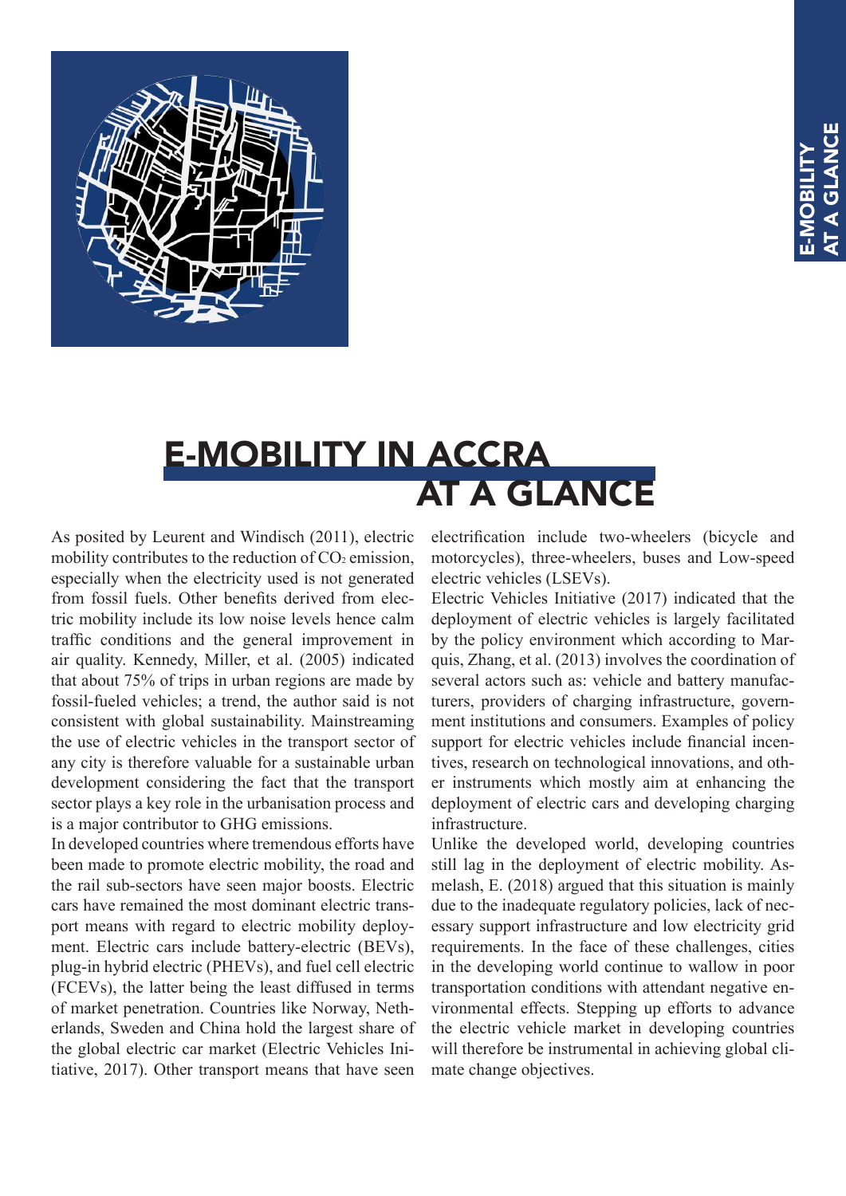# E-MOBILITY IN ACCRA AT A GLANCE

As posited by Leurent and Windisch (2011), electric mobility contributes to the reduction of $CO_2$ emission, especially when the electricity used is not generated from fossil fuels. Other benefits derived from electric mobility include its low noise levels hence calm traffic conditions and the general improvement in air quality. Kennedy, Miller, et al. (2005) indicated that about 75% of trips in urban regions are made by fossil-fueled vehicles; a trend, the author said is not consistent with global sustainability. Mainstreaming the use of electric vehicles in the transport sector of any city is therefore valuable for a sustainable urban development considering the fact that the transport sector plays a key role in the urbanisation process and is a major contributor to GHG emissions.

In developed countries where tremendous efforts have been made to promote electric mobility, the road and the rail sub-sectors have seen major boosts. Electric cars have remained the most dominant electric transport means with regard to electric mobility deployment. Electric cars include battery-electric (BEVs), plug-in hybrid electric (PHEVs), and fuel cell electric (FCEVs), the latter being the least diffused in terms of market penetration. Countries like Norway, Netherlands, Sweden and China hold the largest share of the global electric car market (Electric Vehicles Initiative, 2017). Other transport means that have seen electrification include two-wheelers (bicycle and motorcycles), three-wheelers, buses and Low-speed electric vehicles (LSEVs).

Electric Vehicles Initiative (2017) indicated that the deployment of electric vehicles is largely facilitated by the policy environment which according to Marquis, Zhang, et al. (2013) involves the coordination of several actors such as: vehicle and battery manufacturers, providers of charging infrastructure, government institutions and consumers. Examples of policy support for electric vehicles include financial incentives, research on technological innovations, and other instruments which mostly aim at enhancing the deployment of electric cars and developing charging infrastructure.

Unlike the developed world, developing countries still lag in the deployment of electric mobility. Asmelash, E. (2018) argued that this situation is mainly due to the inadequate regulatory policies, lack of necessary support infrastructure and low electricity grid requirements. In the face of these challenges, cities in the developing world continue to wallow in poor transportation conditions with attendant negative environmental effects. Stepping up efforts to advance the electric vehicle market in developing countries will therefore be instrumental in achieving global climate change objectives.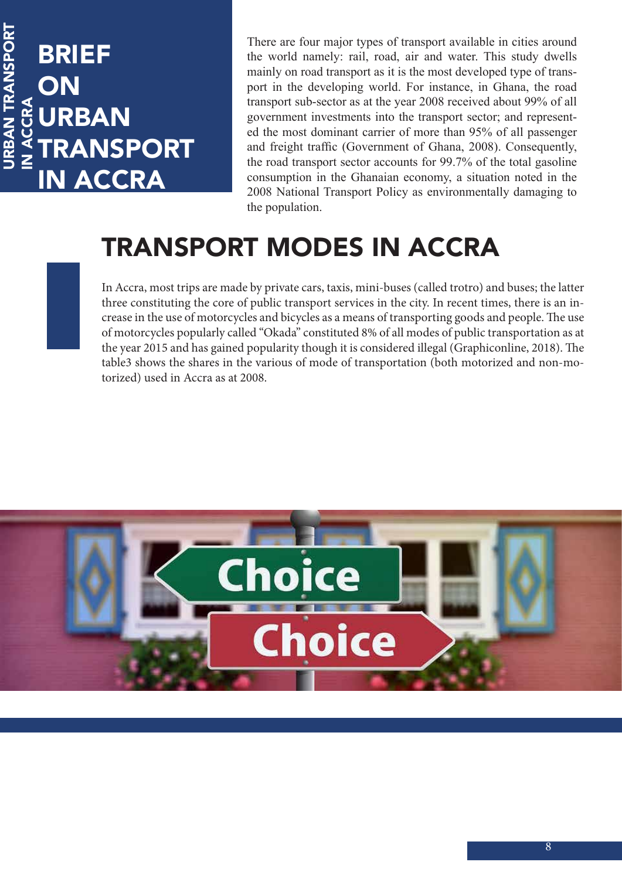# BRIEF ON URBAN TRANSPORT IN ACCRA

There are four major types of transport available in cities around the world namely: rail, road, air and water. This study dwells mainly on road transport as it is the most developed type of transport in the developing world. For instance, in Ghana, the road transport sub-sector as at the year 2008 received about 99% of all government investments into the transport sector; and represented the most dominant carrier of more than 95% of all passenger and freight traffic (Government of Ghana, 2008). Consequently, the road transport sector accounts for 99.7% of the total gasoline consumption in the Ghanaian economy, a situation noted in the 2008 National Transport Policy as environmentally damaging to the population.

## TRANSPORT MODES IN ACCRA

In Accra, most trips are made by private cars, taxis, mini-buses (called trotro) and buses; the latter three constituting the core of public transport services in the city. In recent times, there is an increase in the use of motorcycles and bicycles as a means of transporting goods and people. The use of motorcycles popularly called "Okada" constituted 8% of all modes of public transportation as at the year 2015 and has gained popularity though it is considered illegal (Graphiconline, 2018). The table3 shows the shares in the various of mode of transportation (both motorized and non-motorized) used in Accra as at 2008.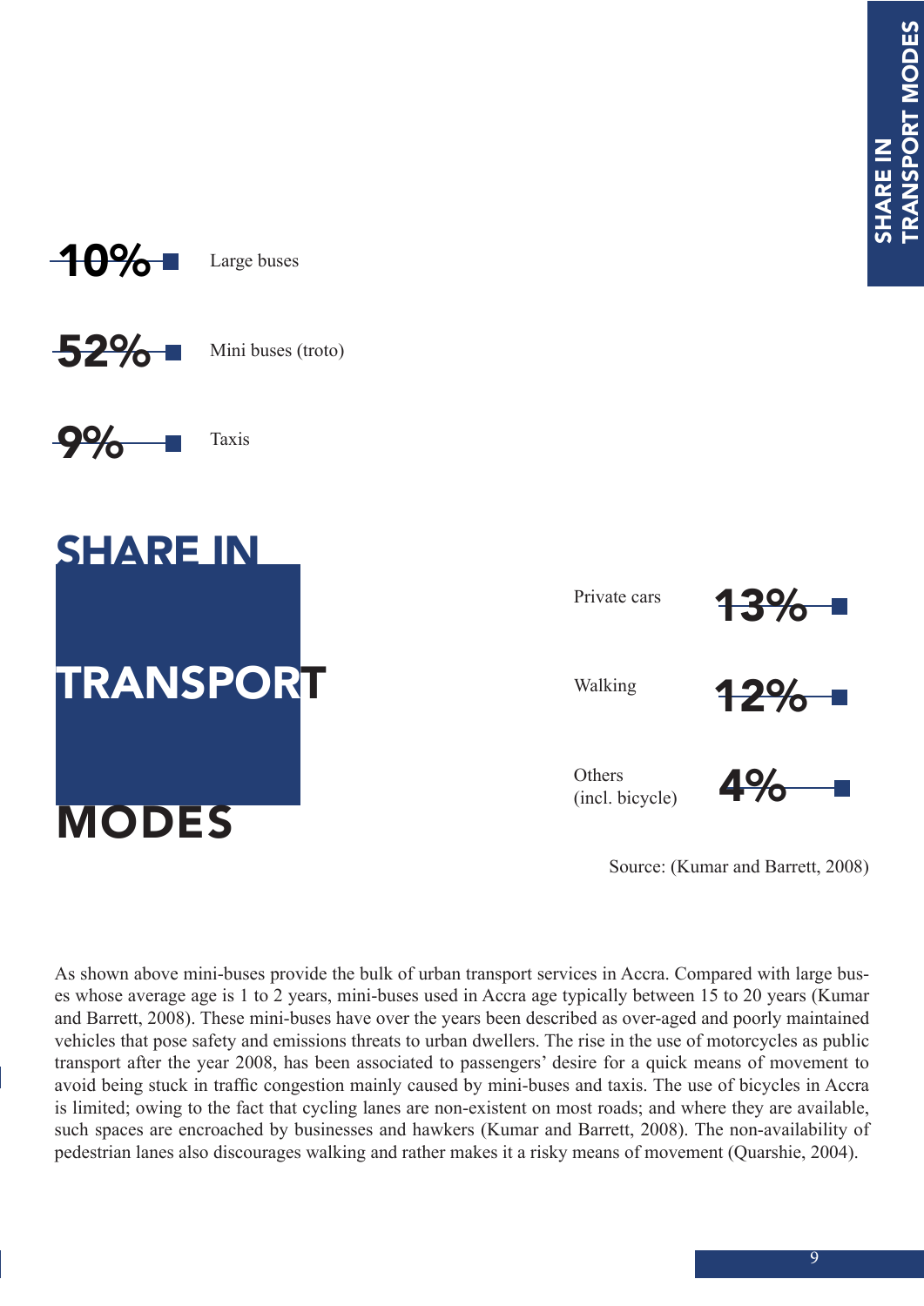# SHARE IN TRANSPORT MODES

| Mode | Share |
| --- | --- |
| Large buses | 10% |
| Mini buses (troto) | 52% |
| Taxis | 9% |
| Private cars | 13% |
| Walking | 12% |
| Others (incl. bicycle) | 4% |

Source: (Kumar and Barrett, 2008)

As shown above mini-buses provide the bulk of urban transport services in Accra. Compared with large buses whose average age is 1 to 2 years, mini-buses used in Accra age typically between 15 to 20 years (Kumar and Barrett, 2008). These mini-buses have over the years been described as over-aged and poorly maintained vehicles that pose safety and emissions threats to urban dwellers. The rise in the use of motorcycles as public transport after the year 2008, has been associated to passengers' desire for a quick means of movement to avoid being stuck in traffic congestion mainly caused by mini-buses and taxis. The use of bicycles in Accra is limited; owing to the fact that cycling lanes are non-existent on most roads; and where they are available, such spaces are encroached by businesses and hawkers (Kumar and Barrett, 2008). The non-availability of pedestrian lanes also discourages walking and rather makes it a risky means of movement (Quarshie, 2004).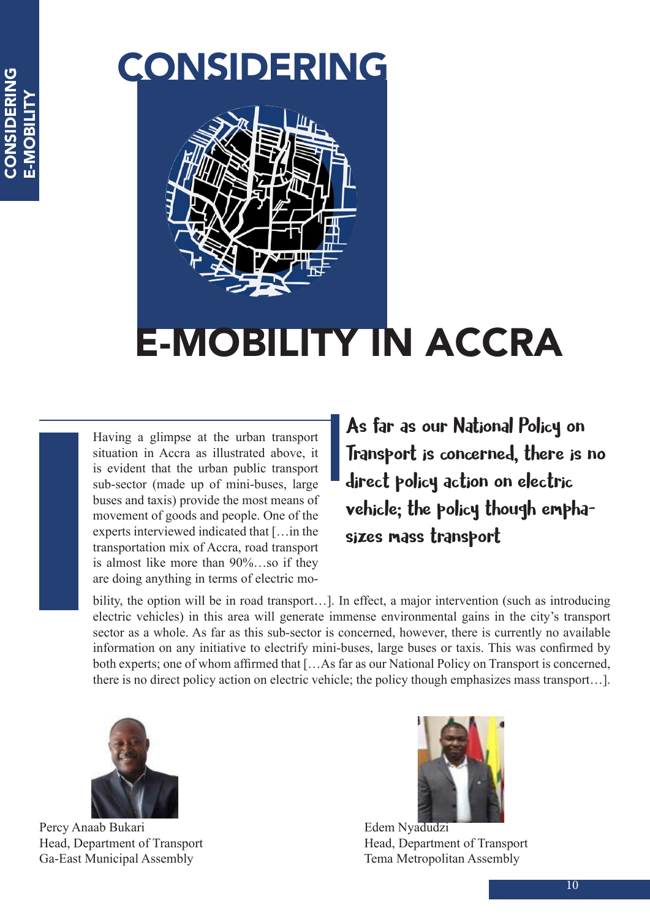# CONSIDERING E-MOBILITY IN ACCRA

Having a glimpse at the urban transport situation in Accra as illustrated above, it is evident that the urban public transport sub-sector (made up of mini-buses, large buses and taxis) provide the most means of movement of goods and people. One of the experts interviewed indicated that […in the transportation mix of Accra, road transport is almost like more than 90%…so if they are doing anything in terms of electric mobility, the option will be in road transport…]. In effect, a major intervention (such as introducing electric vehicles) in this area will generate immense environmental gains in the city's transport sector as a whole. As far as this sub-sector is concerned, however, there is currently no available information on any initiative to electrify mini-buses, large buses or taxis. This was confirmed by both experts; one of whom affirmed that […As far as our National Policy on Transport is concerned, there is no direct policy action on electric vehicle; the policy though emphasizes mass transport…].

> As far as our National Policy on Transport is concerned, there is no direct policy action on electric vehicle; the policy though emphasizes mass transport

Percy Anaab Bukari
Head, Department of Transport
Ga-East Municipal Assembly

Edem Nyadudzi
Head, Department of Transport
Tema Metropolitan Assembly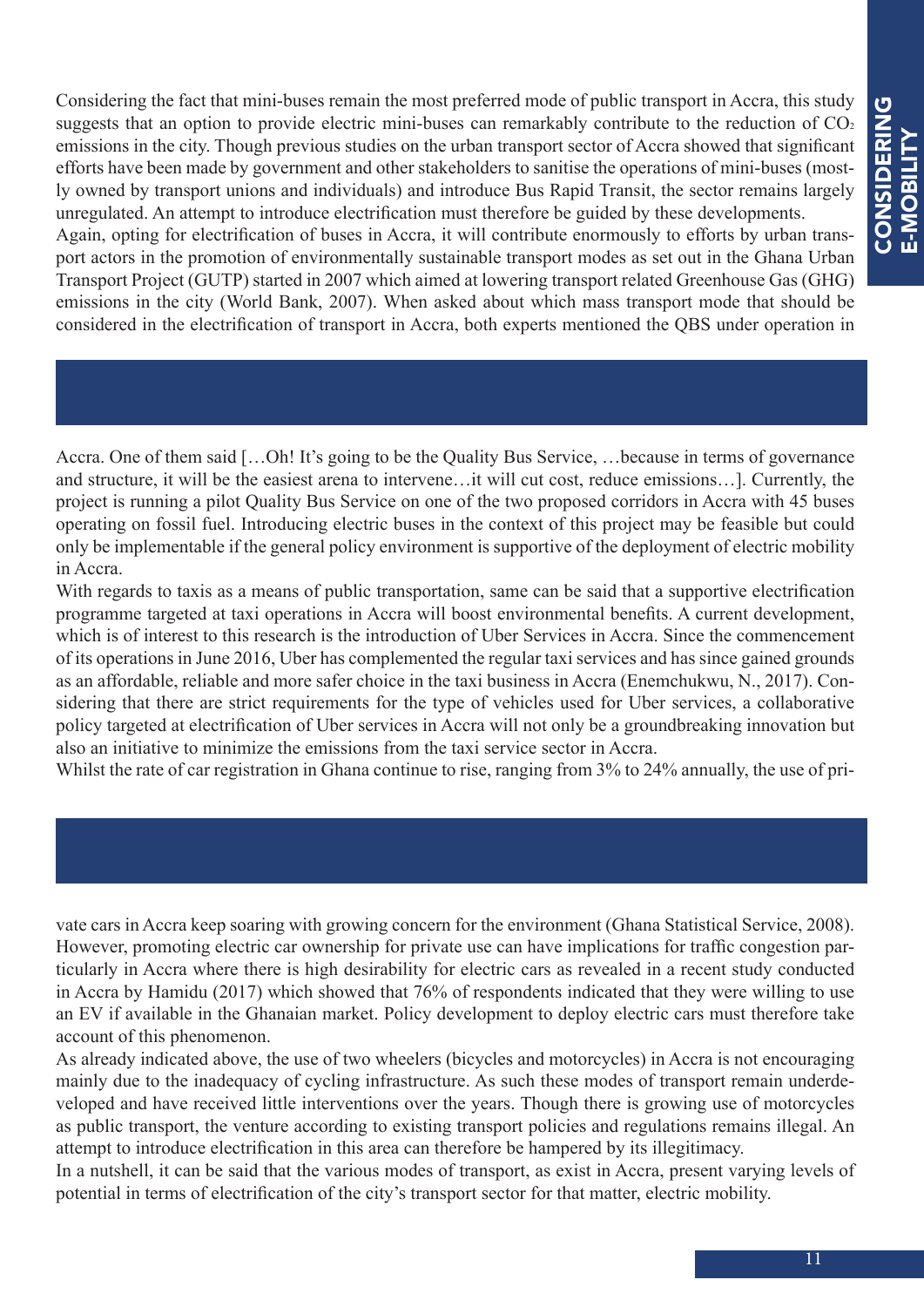Considering the fact that mini-buses remain the most preferred mode of public transport in Accra, this study suggests that an option to provide electric mini-buses can remarkably contribute to the reduction of $CO_2$ emissions in the city. Though previous studies on the urban transport sector of Accra showed that significant efforts have been made by government and other stakeholders to sanitise the operations of mini-buses (mostly owned by transport unions and individuals) and introduce Bus Rapid Transit, the sector remains largely unregulated. An attempt to introduce electrification must therefore be guided by these developments.

Again, opting for electrification of buses in Accra, it will contribute enormously to efforts by urban transport actors in the promotion of environmentally sustainable transport modes as set out in the Ghana Urban Transport Project (GUTP) started in 2007 which aimed at lowering transport related Greenhouse Gas (GHG) emissions in the city (World Bank, 2007). When asked about which mass transport mode that should be considered in the electrification of transport in Accra, both experts mentioned the QBS under operation in Accra. One of them said […Oh! It's going to be the Quality Bus Service, …because in terms of governance and structure, it will be the easiest arena to intervene…it will cut cost, reduce emissions…]. Currently, the project is running a pilot Quality Bus Service on one of the two proposed corridors in Accra with 45 buses operating on fossil fuel. Introducing electric buses in the context of this project may be feasible but could only be implementable if the general policy environment is supportive of the deployment of electric mobility in Accra.

With regards to taxis as a means of public transportation, same can be said that a supportive electrification programme targeted at taxi operations in Accra will boost environmental benefits. A current development, which is of interest to this research is the introduction of Uber Services in Accra. Since the commencement of its operations in June 2016, Uber has complemented the regular taxi services and has since gained grounds as an affordable, reliable and more safer choice in the taxi business in Accra (Enemchukwu, N., 2017). Considering that there are strict requirements for the type of vehicles used for Uber services, a collaborative policy targeted at electrification of Uber services in Accra will not only be a groundbreaking innovation but also an initiative to minimize the emissions from the taxi service sector in Accra.

Whilst the rate of car registration in Ghana continue to rise, ranging from 3% to 24% annually, the use of private cars in Accra keep soaring with growing concern for the environment (Ghana Statistical Service, 2008). However, promoting electric car ownership for private use can have implications for traffic congestion particularly in Accra where there is high desirability for electric cars as revealed in a recent study conducted in Accra by Hamidu (2017) which showed that 76% of respondents indicated that they were willing to use an EV if available in the Ghanaian market. Policy development to deploy electric cars must therefore take account of this phenomenon.

As already indicated above, the use of two wheelers (bicycles and motorcycles) in Accra is not encouraging mainly due to the inadequacy of cycling infrastructure. As such these modes of transport remain underdeveloped and have received little interventions over the years. Though there is growing use of motorcycles as public transport, the venture according to existing transport policies and regulations remains illegal. An attempt to introduce electrification in this area can therefore be hampered by its illegitimacy.

In a nutshell, it can be said that the various modes of transport, as exist in Accra, present varying levels of potential in terms of electrification of the city's transport sector for that matter, electric mobility.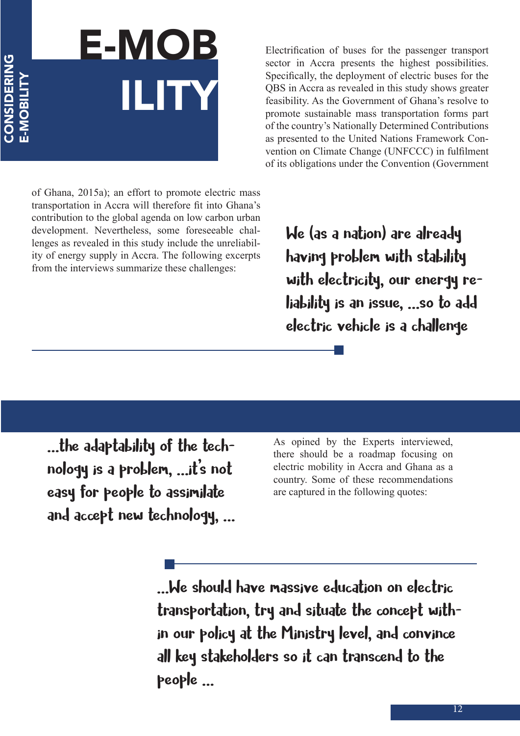# E-MOBILITY

Electrification of buses for the passenger transport sector in Accra presents the highest possibilities. Specifically, the deployment of electric buses for the QBS in Accra as revealed in this study shows greater feasibility. As the Government of Ghana's resolve to promote sustainable mass transportation forms part of the country's Nationally Determined Contributions as presented to the United Nations Framework Convention on Climate Change (UNFCCC) in fulfilment of its obligations under the Convention (Government of Ghana, 2015a); an effort to promote electric mass transportation in Accra will therefore fit into Ghana's contribution to the global agenda on low carbon urban development. Nevertheless, some foreseeable challenges as revealed in this study include the unreliability of energy supply in Accra. The following excerpts from the interviews summarize these challenges:

> We (as a nation) are already having problem with stability with electricity, our energy reliability is an issue, ...so to add electric vehicle is a challenge

> ...the adaptability of the technology is a problem, ...it's not easy for people to assimilate and accept new technology, ...

As opined by the Experts interviewed, there should be a roadmap focusing on electric mobility in Accra and Ghana as a country. Some of these recommendations are captured in the following quotes:

> ...We should have massive education on electric transportation, try and situate the concept within our policy at the Ministry level, and convince all key stakeholders so it can transcend to the people ...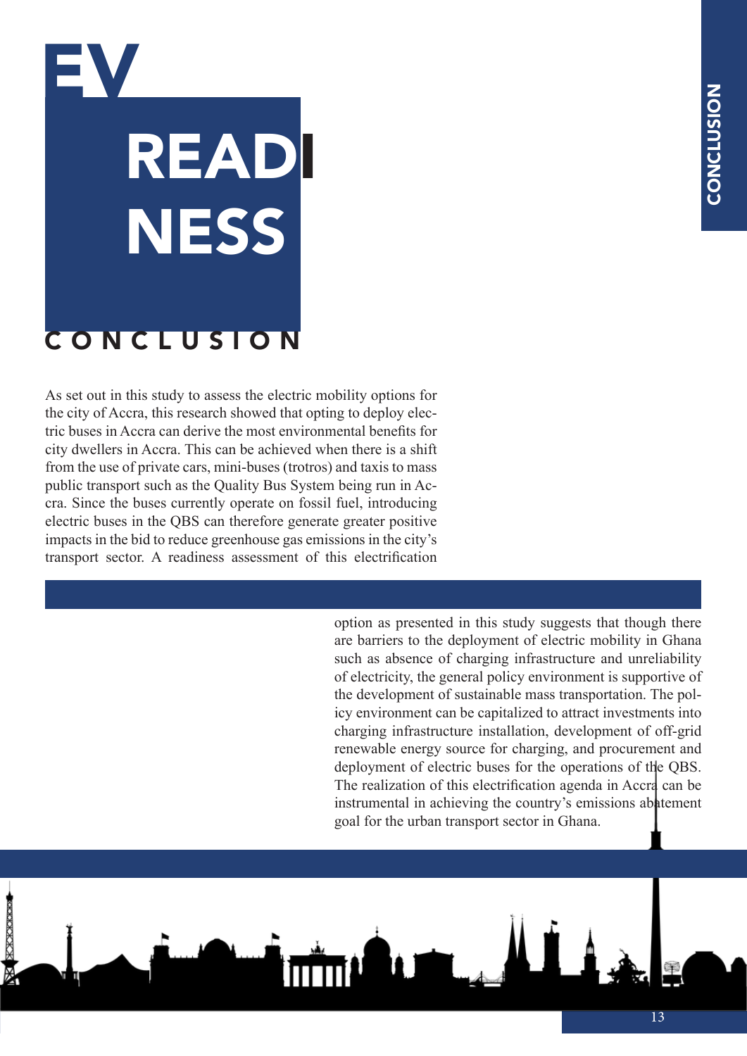# EV READINESS

## CONCLUSION

As set out in this study to assess the electric mobility options for the city of Accra, this research showed that opting to deploy electric buses in Accra can derive the most environmental benefits for city dwellers in Accra. This can be achieved when there is a shift from the use of private cars, mini-buses (trotros) and taxis to mass public transport such as the Quality Bus System being run in Accra. Since the buses currently operate on fossil fuel, introducing electric buses in the QBS can therefore generate greater positive impacts in the bid to reduce greenhouse gas emissions in the city's transport sector. A readiness assessment of this electrification option as presented in this study suggests that though there are barriers to the deployment of electric mobility in Ghana such as absence of charging infrastructure and unreliability of electricity, the general policy environment is supportive of the development of sustainable mass transportation. The policy environment can be capitalized to attract investments into charging infrastructure installation, development of off-grid renewable energy source for charging, and procurement and deployment of electric buses for the operations of the QBS. The realization of this electrification agenda in Accra can be instrumental in achieving the country's emissions abatement goal for the urban transport sector in Ghana.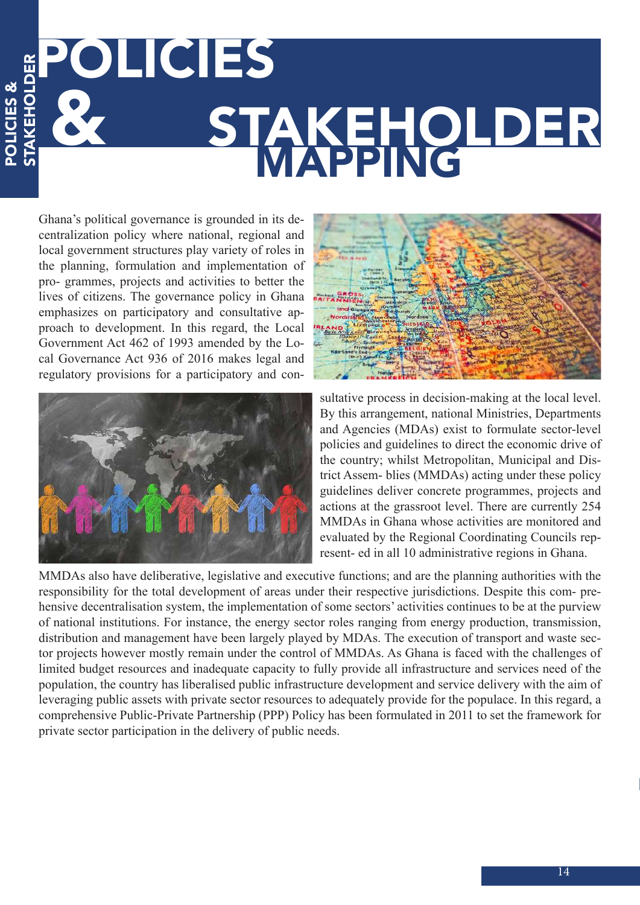# POLICIES & STAKEHOLDER MAPPING

Ghana's political governance is grounded in its decentralization policy where national, regional and local government structures play variety of roles in the planning, formulation and implementation of pro- grammes, projects and activities to better the lives of citizens. The governance policy in Ghana emphasizes on participatory and consultative approach to development. In this regard, the Local Government Act 462 of 1993 amended by the Local Governance Act 936 of 2016 makes legal and regulatory provisions for a participatory and consultative process in decision-making at the local level. By this arrangement, national Ministries, Departments and Agencies (MDAs) exist to formulate sector-level policies and guidelines to direct the economic drive of the country; whilst Metropolitan, Municipal and District Assem- blies (MMDAs) acting under these policy guidelines deliver concrete programmes, projects and actions at the grassroot level. There are currently 254 MMDAs in Ghana whose activities are monitored and evaluated by the Regional Coordinating Councils repre- sent- ed in all 10 administrative regions in Ghana.

MMDAs also have deliberative, legislative and executive functions; and are the planning authorities with the responsibility for the total development of areas under their respective jurisdictions. Despite this com- prehensive decentralisation system, the implementation of some sectors' activities continues to be at the purview of national institutions. For instance, the energy sector roles ranging from energy production, transmission, distribution and management have been largely played by MDAs. The execution of transport and waste sector projects however mostly remain under the control of MMDAs. As Ghana is faced with the challenges of limited budget resources and inadequate capacity to fully provide all infrastructure and services need of the population, the country has liberalised public infrastructure development and service delivery with the aim of leveraging public assets with private sector resources to adequately provide for the populace. In this regard, a comprehensive Public-Private Partnership (PPP) Policy has been formulated in 2011 to set the framework for private sector participation in the delivery of public needs.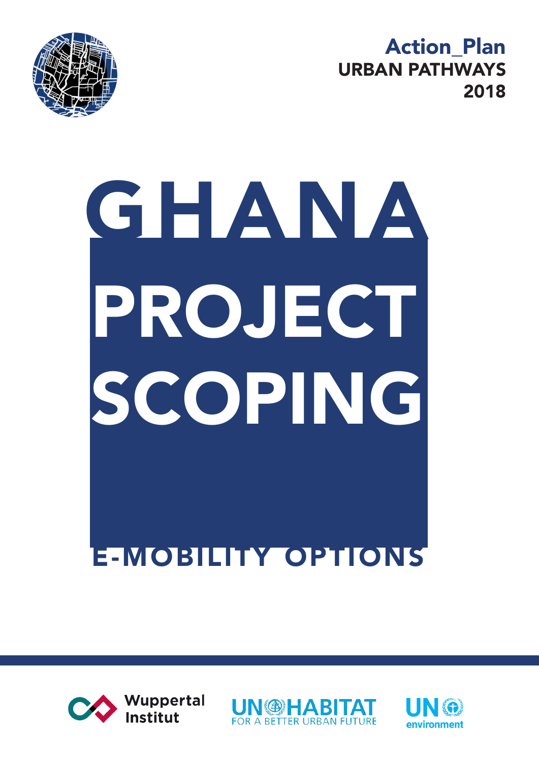**Action_Plan**
**URBAN PATHWAYS**
**2018**

# GHANA

# PROJECT SCOPING

## E-MOBILITY OPTIONS

Wuppertal Institut

UN HABITAT FOR A BETTER URBAN FUTURE

UN environment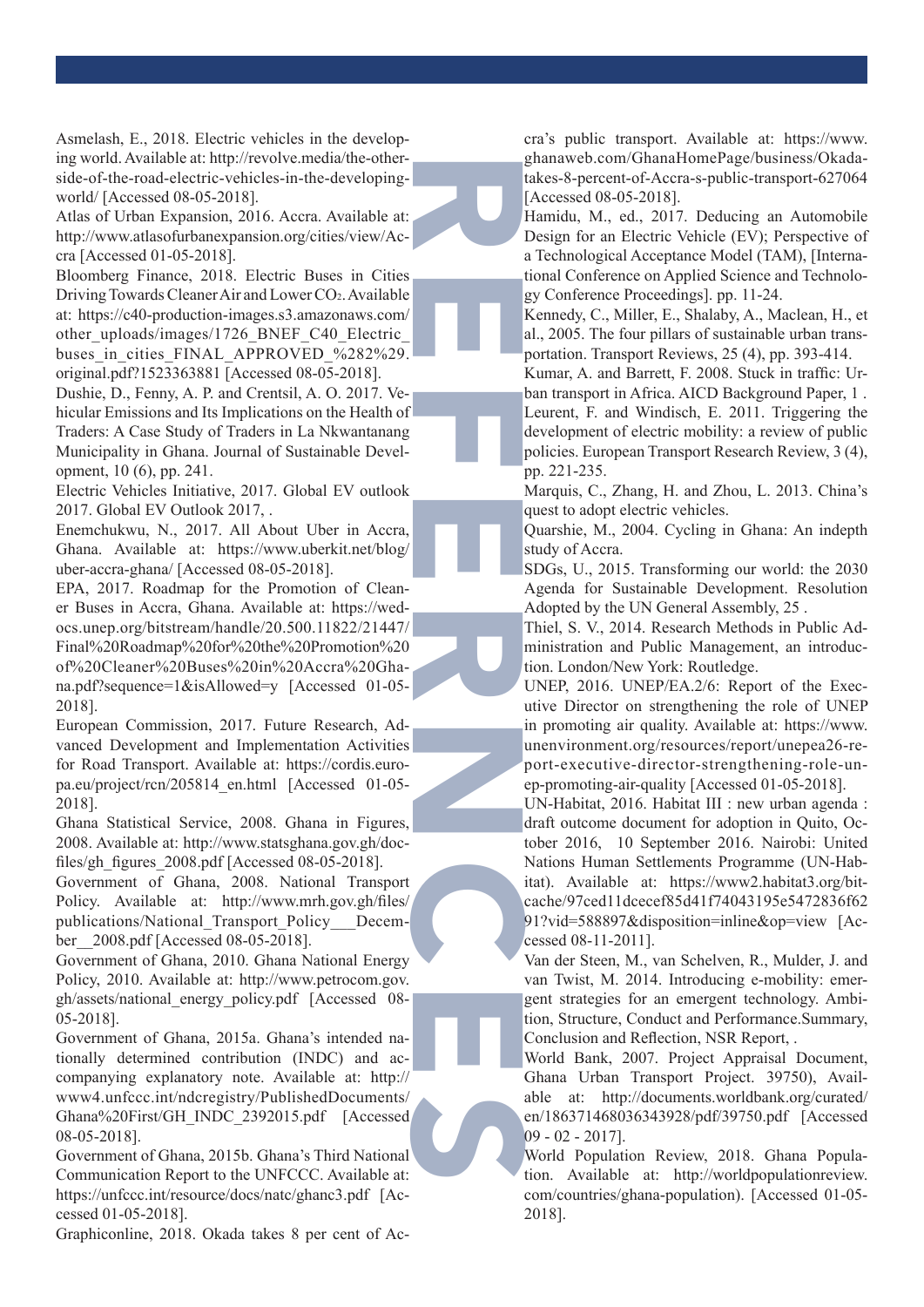## REFERENCES

Asmelash, E., 2018. Electric vehicles in the developing world. Available at: http://revolve.media/the-other-side-of-the-road-electric-vehicles-in-the-developing-world/ [Accessed 08-05-2018].

Atlas of Urban Expansion, 2016. Accra. Available at: http://www.atlasofurbanexpansion.org/cities/view/Accra [Accessed 01-05-2018].

Bloomberg Finance, 2018. Electric Buses in Cities Driving Towards Cleaner Air and Lower $CO_2$. Available at: https://c40-production-images.s3.amazonaws.com/other_uploads/images/1726_BNEF_C40_Electric_buses_in_cities_FINAL_APPROVED_%282%29.original.pdf?1523363881 [Accessed 08-05-2018].

Dushie, D., Fenny, A. P. and Crentsil, A. O. 2017. Vehicular Emissions and Its Implications on the Health of Traders: A Case Study of Traders in La Nkwantanang Municipality in Ghana. Journal of Sustainable Development, 10 (6), pp. 241.

Electric Vehicles Initiative, 2017. Global EV outlook 2017. Global EV Outlook 2017, .

Enemchukwu, N., 2017. All About Uber in Accra, Ghana. Available at: https://www.uberkit.net/blog/uber-accra-ghana/ [Accessed 08-05-2018].

EPA, 2017. Roadmap for the Promotion of Cleaner Buses in Accra, Ghana. Available at: https://wedocs.unep.org/bitstream/handle/20.500.11822/21447/Final%20Roadmap%20for%20the%20Promotion%20of%20Cleaner%20Buses%20in%20Accra%20Ghana.pdf?sequence=1&isAllowed=y [Accessed 01-05-2018].

European Commission, 2017. Future Research, Advanced Development and Implementation Activities for Road Transport. Available at: https://cordis.europa.eu/project/rcn/205814_en.html [Accessed 01-05-2018].

Ghana Statistical Service, 2008. Ghana in Figures, 2008. Available at: http://www.statsghana.gov.gh/docfiles/gh_figures_2008.pdf [Accessed 08-05-2018].

Government of Ghana, 2008. National Transport Policy. Available at: http://www.mrh.gov.gh/files/publications/National_Transport_Policy___December__2008.pdf [Accessed 08-05-2018].

Government of Ghana, 2010. Ghana National Energy Policy, 2010. Available at: http://www.petrocom.gov.gh/assets/national_energy_policy.pdf [Accessed 08-05-2018].

Government of Ghana, 2015a. Ghana's intended nationally determined contribution (INDC) and accompanying explanatory note. Available at: http://www4.unfccc.int/ndcregistry/PublishedDocuments/Ghana%20First/GH_INDC_2392015.pdf [Accessed 08-05-2018].

Government of Ghana, 2015b. Ghana's Third National Communication Report to the UNFCCC. Available at: https://unfccc.int/resource/docs/natc/ghanc3.pdf [Accessed 01-05-2018].

Graphiconline, 2018. Okada takes 8 per cent of Accra's public transport. Available at: https://www.ghanaweb.com/GhanaHomePage/business/Okada-takes-8-percent-of-Accra-s-public-transport-627064 [Accessed 08-05-2018].

Hamidu, M., ed., 2017. Deducing an Automobile Design for an Electric Vehicle (EV); Perspective of a Technological Acceptance Model (TAM), [International Conference on Applied Science and Technology Conference Proceedings]. pp. 11-24.

Kennedy, C., Miller, E., Shalaby, A., Maclean, H., et al., 2005. The four pillars of sustainable urban transportation. Transport Reviews, 25 (4), pp. 393-414.

Kumar, A. and Barrett, F. 2008. Stuck in traffic: Urban transport in Africa. AICD Background Paper, 1 .

Leurent, F. and Windisch, E. 2011. Triggering the development of electric mobility: a review of public policies. European Transport Research Review, 3 (4), pp. 221-235.

Marquis, C., Zhang, H. and Zhou, L. 2013. China's quest to adopt electric vehicles.

Quarshie, M., 2004. Cycling in Ghana: An indepth study of Accra.

SDGs, U., 2015. Transforming our world: the 2030 Agenda for Sustainable Development. Resolution Adopted by the UN General Assembly, 25 .

Thiel, S. V., 2014. Research Methods in Public Administration and Public Management, an introduction. London/New York: Routledge.

UNEP, 2016. UNEP/EA.2/6: Report of the Executive Director on strengthening the role of UNEP in promoting air quality. Available at: https://www.unenvironment.org/resources/report/unepea26-report-executive-director-strengthening-role-unep-promoting-air-quality [Accessed 01-05-2018].

UN-Habitat, 2016. Habitat III : new urban agenda : draft outcome document for adoption in Quito, October 2016, 10 September 2016. Nairobi: United Nations Human Settlements Programme (UN-Habitat). Available at: https://www2.habitat3.org/bitcache/97ced11dcecef85d41f74043195e5472836f6291?vid=588897&disposition=inline&op=view [Accessed 08-11-2011].

Van der Steen, M., van Schelven, R., Mulder, J. and van Twist, M. 2014. Introducing e-mobility: emergent strategies for an emergent technology. Ambition, Structure, Conduct and Performance.Summary, Conclusion and Reflection, NSR Report, .

World Bank, 2007. Project Appraisal Document, Ghana Urban Transport Project. 39750), Available at: http://documents.worldbank.org/curated/en/186371468036343928/pdf/39750.pdf [Accessed 09 - 02 - 2017].

World Population Review, 2018. Ghana Population. Available at: http://worldpopulationreview.com/countries/ghana-population). [Accessed 01-05-2018].